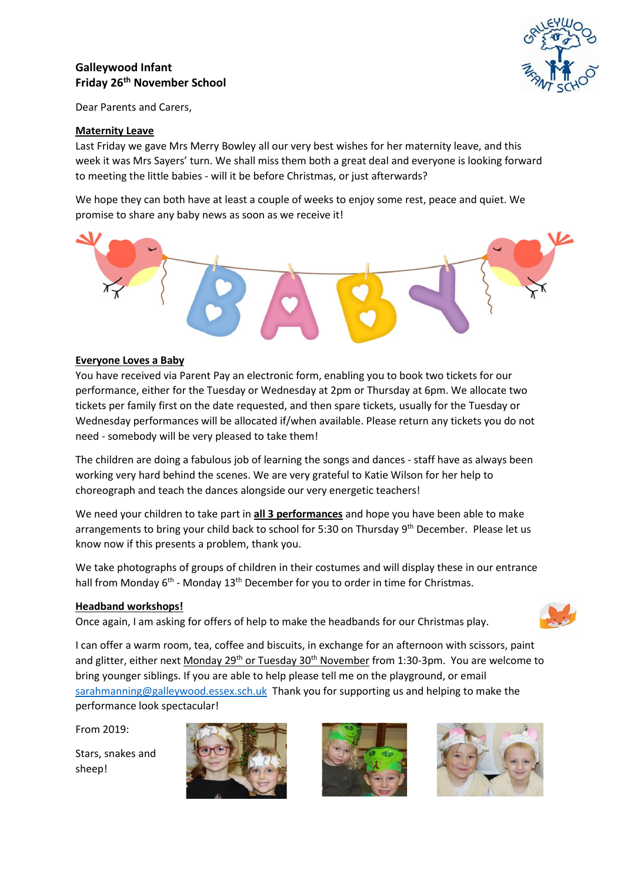**Galleywood Infant**
**Friday 26th November School**

Dear Parents and Carers,

**Maternity Leave**

Last Friday we gave Mrs Merry Bowley all our very best wishes for her maternity leave, and this week it was Mrs Sayers' turn. We shall miss them both a great deal and everyone is looking forward to meeting the little babies - will it be before Christmas, or just afterwards?

We hope they can both have at least a couple of weeks to enjoy some rest, peace and quiet. We promise to share any baby news as soon as we receive it!

**Everyone Loves a Baby**

You have received via Parent Pay an electronic form, enabling you to book two tickets for our performance, either for the Tuesday or Wednesday at 2pm or Thursday at 6pm. We allocate two tickets per family first on the date requested, and then spare tickets, usually for the Tuesday or Wednesday performances will be allocated if/when available. Please return any tickets you do not need - somebody will be very pleased to take them!

The children are doing a fabulous job of learning the songs and dances - staff have as always been working very hard behind the scenes. We are very grateful to Katie Wilson for her help to choreograph and teach the dances alongside our very energetic teachers!

We need your children to take part in **all 3 performances** and hope you have been able to make arrangements to bring your child back to school for 5:30 on Thursday 9th December. Please let us know now if this presents a problem, thank you.

We take photographs of groups of children in their costumes and will display these in our entrance hall from Monday 6th - Monday 13th December for you to order in time for Christmas.

**Headband workshops!**

Once again, I am asking for offers of help to make the headbands for our Christmas play.

I can offer a warm room, tea, coffee and biscuits, in exchange for an afternoon with scissors, paint and glitter, either next Monday 29th or Tuesday 30th November from 1:30-3pm. You are welcome to bring younger siblings. If you are able to help please tell me on the playground, or email sarahmanning@galleywood.essex.sch.uk Thank you for supporting us and helping to make the performance look spectacular!

From 2019:

Stars, snakes and sheep!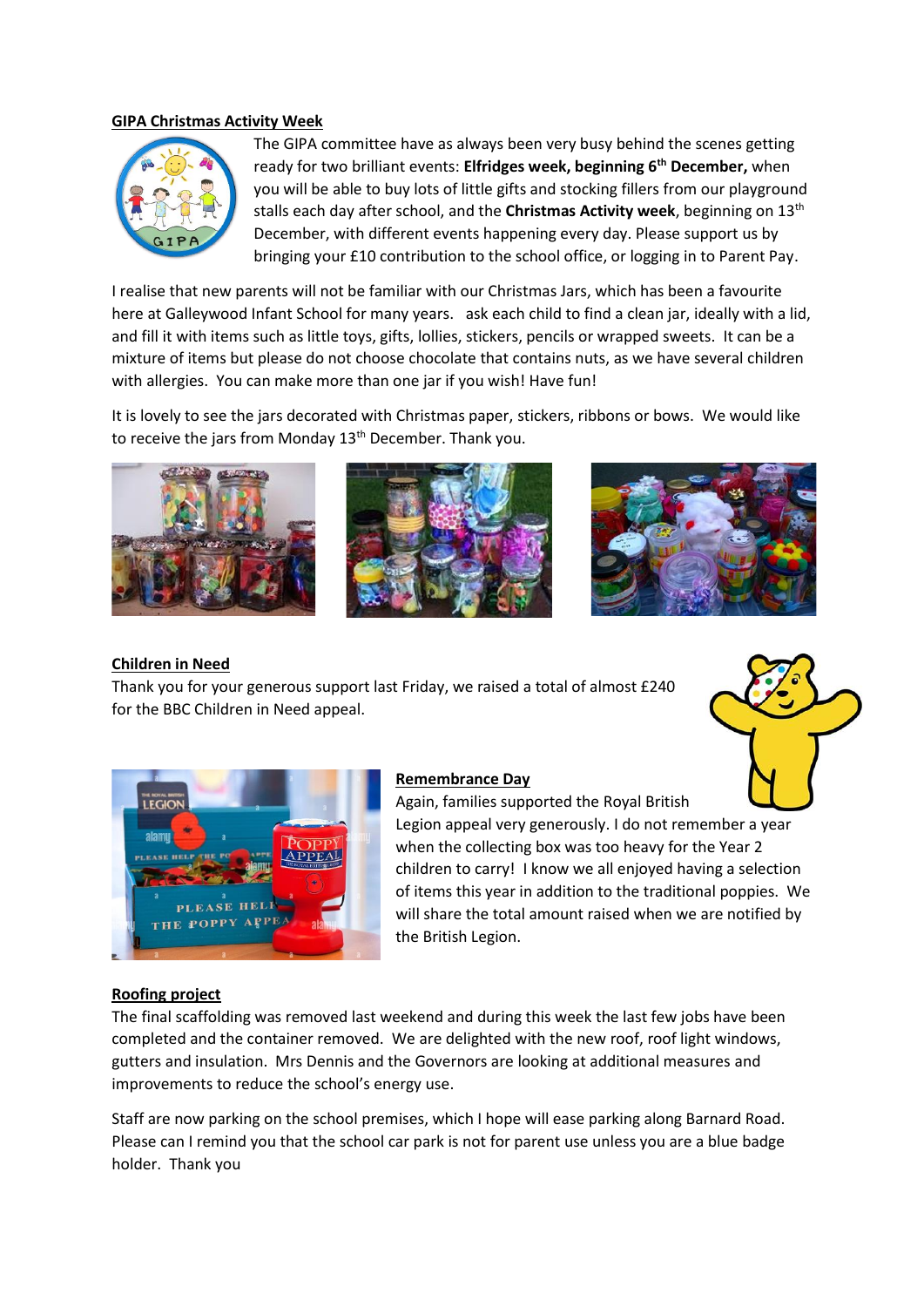**GIPA Christmas Activity Week**

The GIPA committee have as always been very busy behind the scenes getting ready for two brilliant events: **Elfridges week, beginning 6th December,** when you will be able to buy lots of little gifts and stocking fillers from our playground stalls each day after school, and the **Christmas Activity week**, beginning on 13th December, with different events happening every day. Please support us by bringing your £10 contribution to the school office, or logging in to Parent Pay.

I realise that new parents will not be familiar with our Christmas Jars, which has been a favourite here at Galleywood Infant School for many years. ask each child to find a clean jar, ideally with a lid, and fill it with items such as little toys, gifts, lollies, stickers, pencils or wrapped sweets. It can be a mixture of items but please do not choose chocolate that contains nuts, as we have several children with allergies. You can make more than one jar if you wish! Have fun!

It is lovely to see the jars decorated with Christmas paper, stickers, ribbons or bows. We would like to receive the jars from Monday 13th December. Thank you.

**Children in Need**

Thank you for your generous support last Friday, we raised a total of almost £240 for the BBC Children in Need appeal.

**Remembrance Day**

Again, families supported the Royal British Legion appeal very generously. I do not remember a year when the collecting box was too heavy for the Year 2 children to carry! I know we all enjoyed having a selection of items this year in addition to the traditional poppies. We will share the total amount raised when we are notified by the British Legion.

**Roofing project**

The final scaffolding was removed last weekend and during this week the last few jobs have been completed and the container removed. We are delighted with the new roof, roof light windows, gutters and insulation. Mrs Dennis and the Governors are looking at additional measures and improvements to reduce the school's energy use.

Staff are now parking on the school premises, which I hope will ease parking along Barnard Road. Please can I remind you that the school car park is not for parent use unless you are a blue badge holder. Thank you